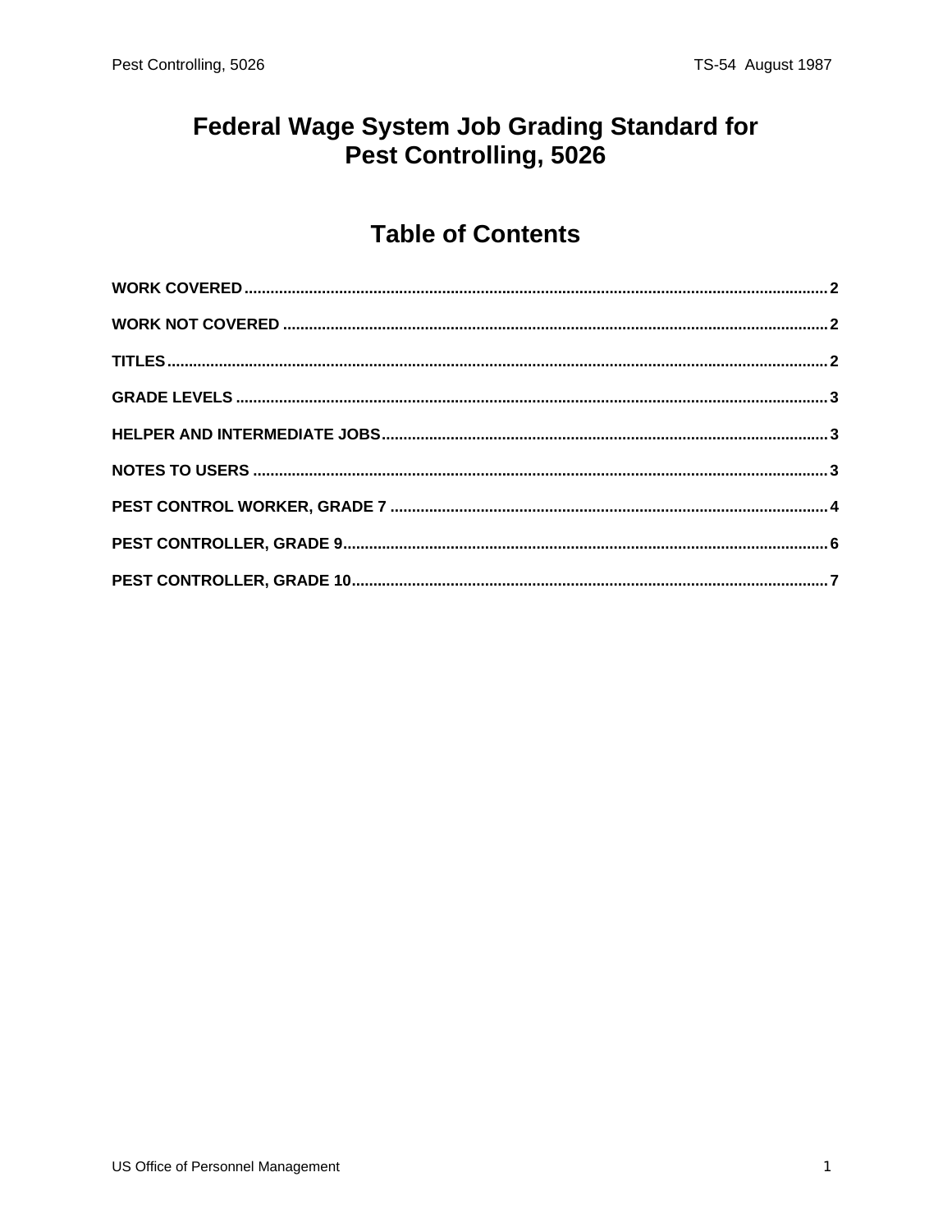# Federal Wage System Job Grading Standard for Pest Controlling, 5026

## Table of Contents

WORK COVERED .......... 2

WORK NOT COVERED .......... 2

TITLES .......... 2

GRADE LEVELS .......... 3

HELPER AND INTERMEDIATE JOBS .......... 3

NOTES TO USERS .......... 3

PEST CONTROL WORKER, GRADE 7 .......... 4

PEST CONTROLLER, GRADE 9 .......... 6

PEST CONTROLLER, GRADE 10 .......... 7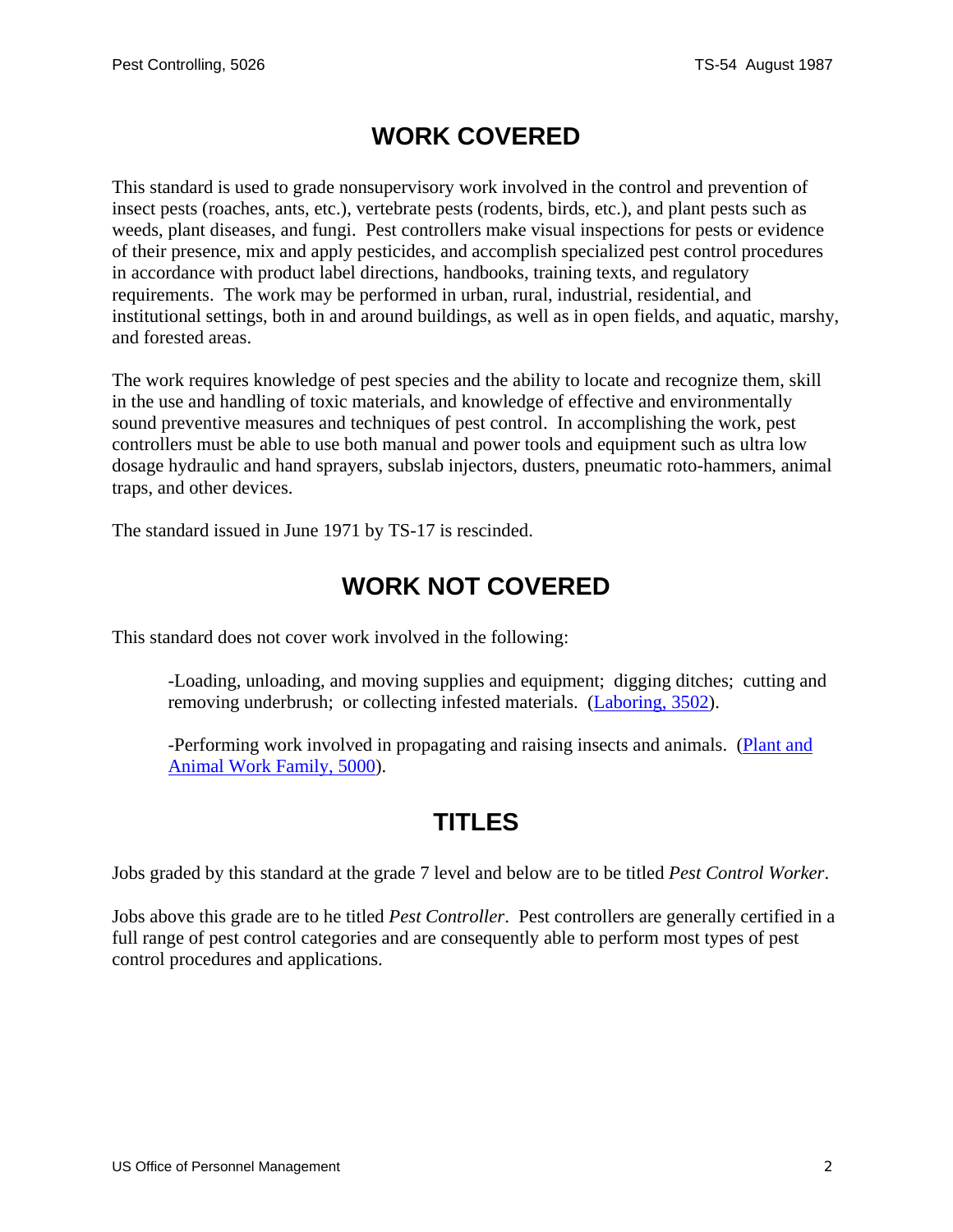# WORK COVERED

This standard is used to grade nonsupervisory work involved in the control and prevention of insect pests (roaches, ants, etc.), vertebrate pests (rodents, birds, etc.), and plant pests such as weeds, plant diseases, and fungi. Pest controllers make visual inspections for pests or evidence of their presence, mix and apply pesticides, and accomplish specialized pest control procedures in accordance with product label directions, handbooks, training texts, and regulatory requirements. The work may be performed in urban, rural, industrial, residential, and institutional settings, both in and around buildings, as well as in open fields, and aquatic, marshy, and forested areas.

The work requires knowledge of pest species and the ability to locate and recognize them, skill in the use and handling of toxic materials, and knowledge of effective and environmentally sound preventive measures and techniques of pest control. In accomplishing the work, pest controllers must be able to use both manual and power tools and equipment such as ultra low dosage hydraulic and hand sprayers, subslab injectors, dusters, pneumatic roto-hammers, animal traps, and other devices.

The standard issued in June 1971 by TS-17 is rescinded.

# WORK NOT COVERED

This standard does not cover work involved in the following:

- Loading, unloading, and moving supplies and equipment; digging ditches; cutting and removing underbrush; or collecting infested materials. (Laboring, 3502).

- Performing work involved in propagating and raising insects and animals. (Plant and Animal Work Family, 5000).

# TITLES

Jobs graded by this standard at the grade 7 level and below are to be titled *Pest Control Worker*.

Jobs above this grade are to he titled *Pest Controller*. Pest controllers are generally certified in a full range of pest control categories and are consequently able to perform most types of pest control procedures and applications.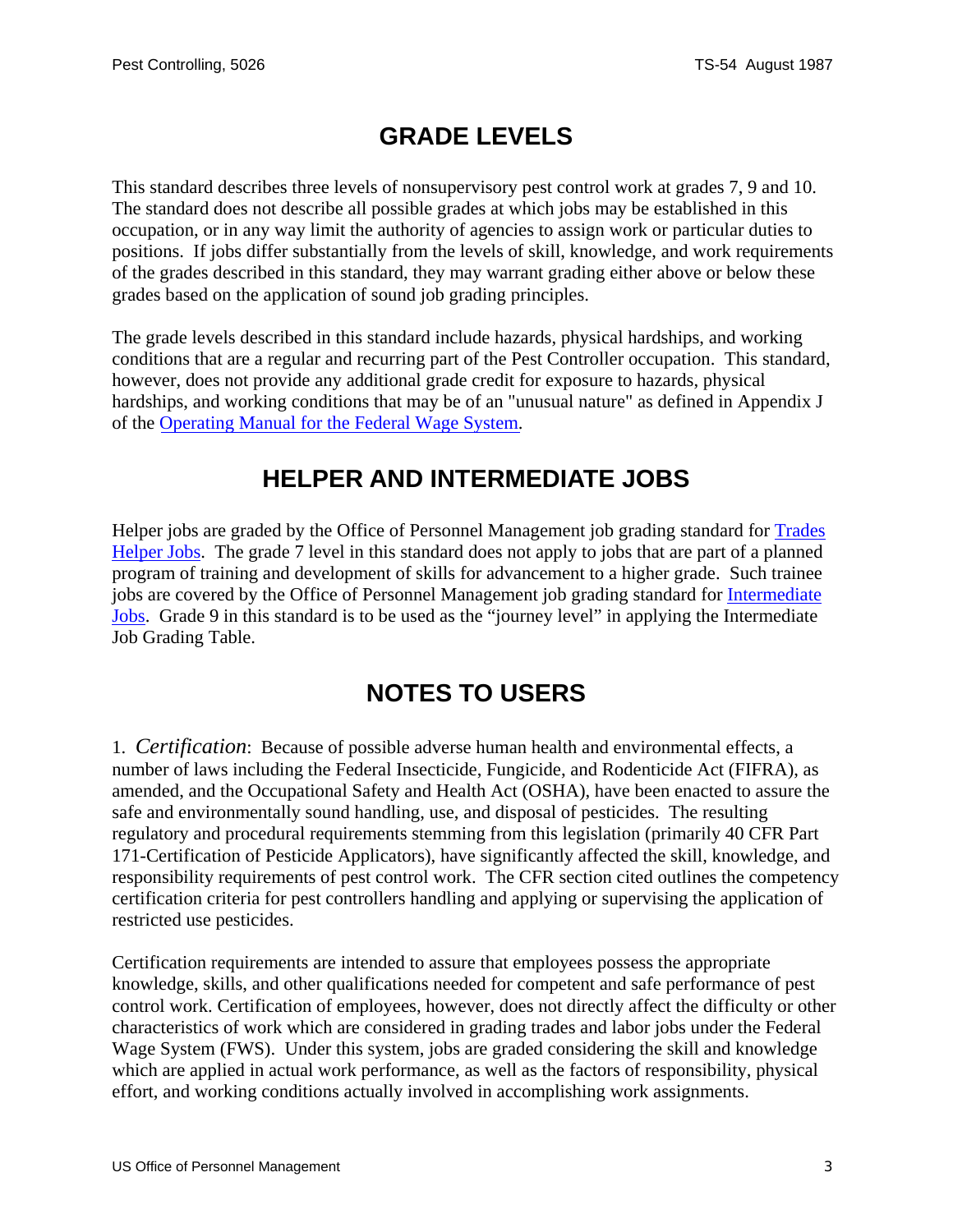# GRADE LEVELS

This standard describes three levels of nonsupervisory pest control work at grades 7, 9 and 10. The standard does not describe all possible grades at which jobs may be established in this occupation, or in any way limit the authority of agencies to assign work or particular duties to positions. If jobs differ substantially from the levels of skill, knowledge, and work requirements of the grades described in this standard, they may warrant grading either above or below these grades based on the application of sound job grading principles.

The grade levels described in this standard include hazards, physical hardships, and working conditions that are a regular and recurring part of the Pest Controller occupation. This standard, however, does not provide any additional grade credit for exposure to hazards, physical hardships, and working conditions that may be of an "unusual nature" as defined in Appendix J of the Operating Manual for the Federal Wage System.

# HELPER AND INTERMEDIATE JOBS

Helper jobs are graded by the Office of Personnel Management job grading standard for Trades Helper Jobs. The grade 7 level in this standard does not apply to jobs that are part of a planned program of training and development of skills for advancement to a higher grade. Such trainee jobs are covered by the Office of Personnel Management job grading standard for Intermediate Jobs. Grade 9 in this standard is to be used as the "journey level" in applying the Intermediate Job Grading Table.

# NOTES TO USERS

1. *Certification*: Because of possible adverse human health and environmental effects, a number of laws including the Federal Insecticide, Fungicide, and Rodenticide Act (FIFRA), as amended, and the Occupational Safety and Health Act (OSHA), have been enacted to assure the safe and environmentally sound handling, use, and disposal of pesticides. The resulting regulatory and procedural requirements stemming from this legislation (primarily 40 CFR Part 171-Certification of Pesticide Applicators), have significantly affected the skill, knowledge, and responsibility requirements of pest control work. The CFR section cited outlines the competency certification criteria for pest controllers handling and applying or supervising the application of restricted use pesticides.

Certification requirements are intended to assure that employees possess the appropriate knowledge, skills, and other qualifications needed for competent and safe performance of pest control work. Certification of employees, however, does not directly affect the difficulty or other characteristics of work which are considered in grading trades and labor jobs under the Federal Wage System (FWS). Under this system, jobs are graded considering the skill and knowledge which are applied in actual work performance, as well as the factors of responsibility, physical effort, and working conditions actually involved in accomplishing work assignments.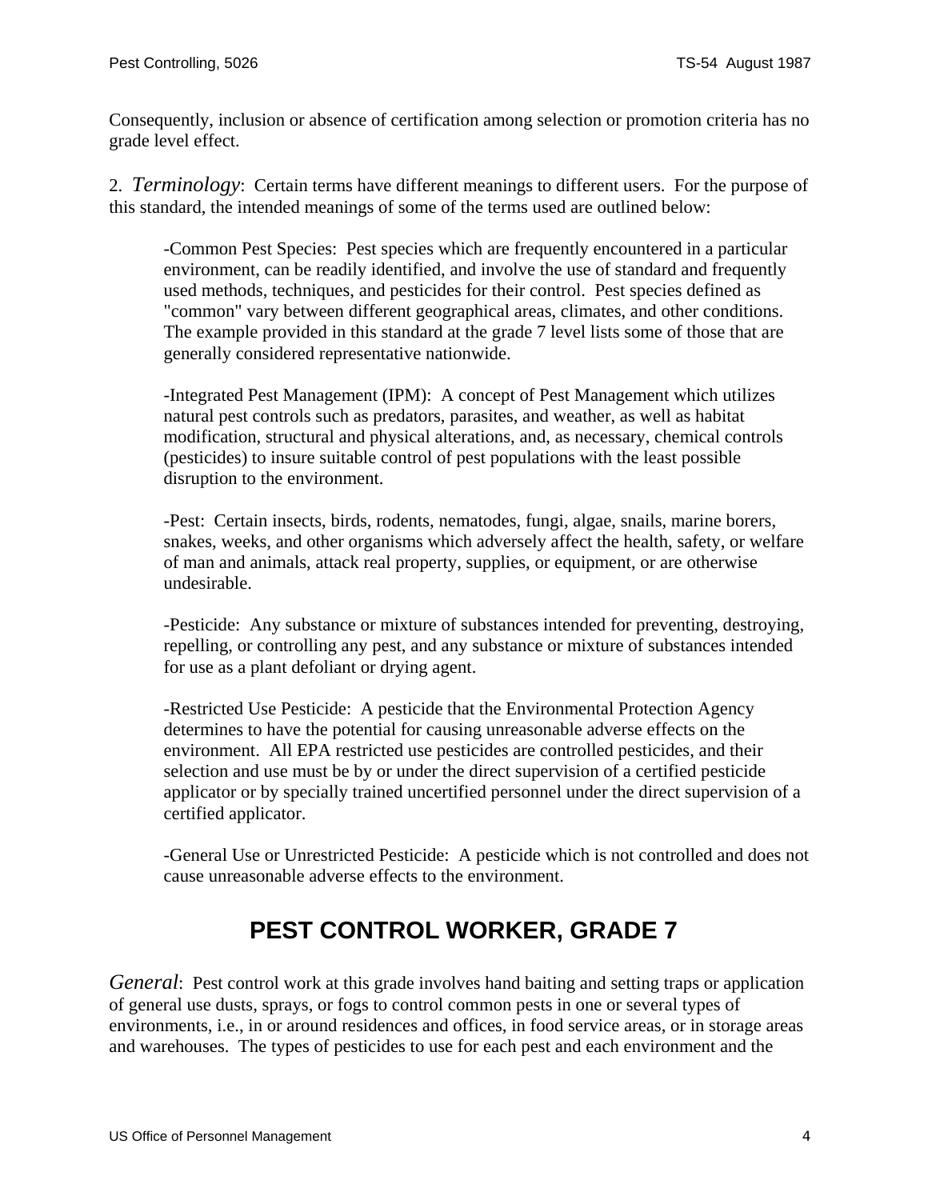Consequently, inclusion or absence of certification among selection or promotion criteria has no grade level effect.

2. *Terminology*: Certain terms have different meanings to different users. For the purpose of this standard, the intended meanings of some of the terms used are outlined below:

> -Common Pest Species: Pest species which are frequently encountered in a particular environment, can be readily identified, and involve the use of standard and frequently used methods, techniques, and pesticides for their control. Pest species defined as "common" vary between different geographical areas, climates, and other conditions. The example provided in this standard at the grade 7 level lists some of those that are generally considered representative nationwide.
>
> -Integrated Pest Management (IPM): A concept of Pest Management which utilizes natural pest controls such as predators, parasites, and weather, as well as habitat modification, structural and physical alterations, and, as necessary, chemical controls (pesticides) to insure suitable control of pest populations with the least possible disruption to the environment.
>
> -Pest: Certain insects, birds, rodents, nematodes, fungi, algae, snails, marine borers, snakes, weeks, and other organisms which adversely affect the health, safety, or welfare of man and animals, attack real property, supplies, or equipment, or are otherwise undesirable.
>
> -Pesticide: Any substance or mixture of substances intended for preventing, destroying, repelling, or controlling any pest, and any substance or mixture of substances intended for use as a plant defoliant or drying agent.
>
> -Restricted Use Pesticide: A pesticide that the Environmental Protection Agency determines to have the potential for causing unreasonable adverse effects on the environment. All EPA restricted use pesticides are controlled pesticides, and their selection and use must be by or under the direct supervision of a certified pesticide applicator or by specially trained uncertified personnel under the direct supervision of a certified applicator.
>
> -General Use or Unrestricted Pesticide: A pesticide which is not controlled and does not cause unreasonable adverse effects to the environment.

## PEST CONTROL WORKER, GRADE 7

*General*: Pest control work at this grade involves hand baiting and setting traps or application of general use dusts, sprays, or fogs to control common pests in one or several types of environments, i.e., in or around residences and offices, in food service areas, or in storage areas and warehouses. The types of pesticides to use for each pest and each environment and the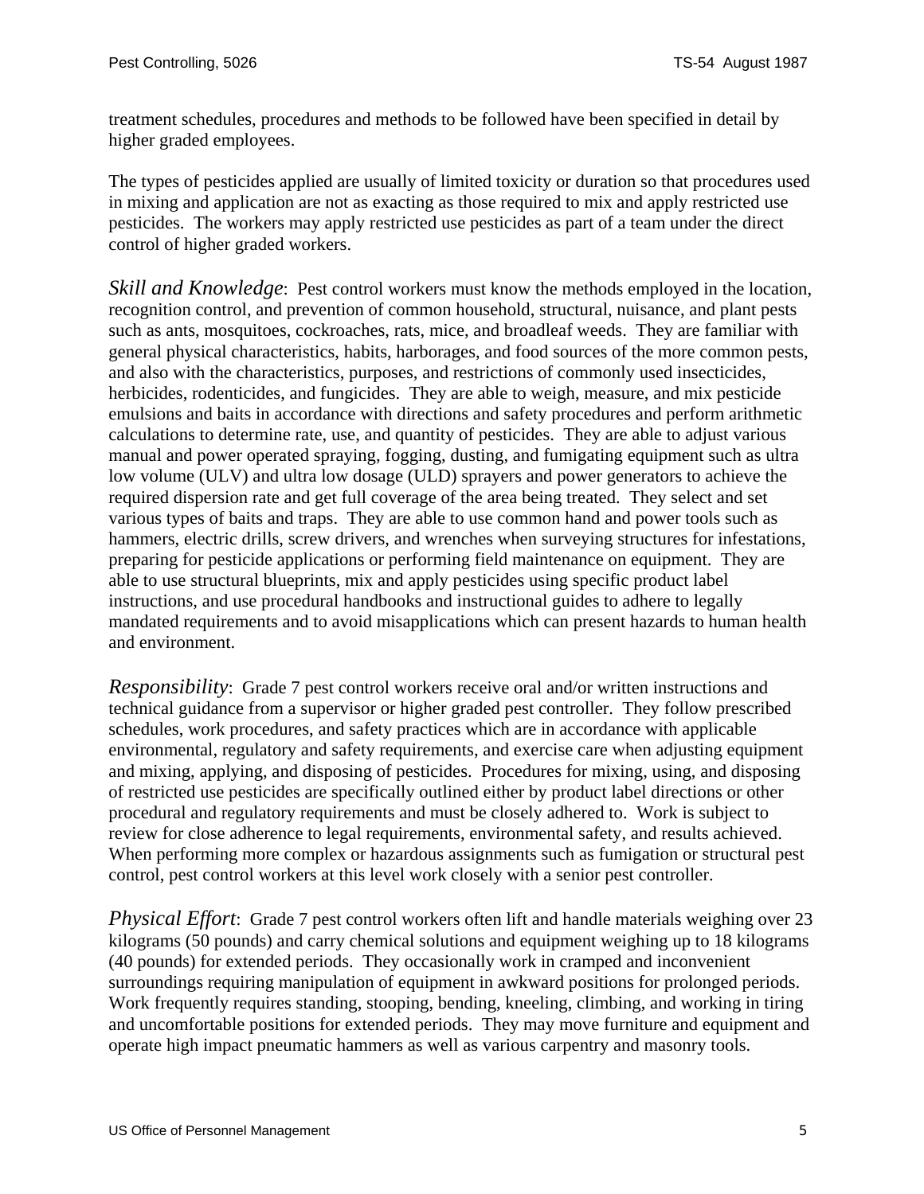treatment schedules, procedures and methods to be followed have been specified in detail by higher graded employees.

The types of pesticides applied are usually of limited toxicity or duration so that procedures used in mixing and application are not as exacting as those required to mix and apply restricted use pesticides. The workers may apply restricted use pesticides as part of a team under the direct control of higher graded workers.

*Skill and Knowledge*: Pest control workers must know the methods employed in the location, recognition control, and prevention of common household, structural, nuisance, and plant pests such as ants, mosquitoes, cockroaches, rats, mice, and broadleaf weeds. They are familiar with general physical characteristics, habits, harborages, and food sources of the more common pests, and also with the characteristics, purposes, and restrictions of commonly used insecticides, herbicides, rodenticides, and fungicides. They are able to weigh, measure, and mix pesticide emulsions and baits in accordance with directions and safety procedures and perform arithmetic calculations to determine rate, use, and quantity of pesticides. They are able to adjust various manual and power operated spraying, fogging, dusting, and fumigating equipment such as ultra low volume (ULV) and ultra low dosage (ULD) sprayers and power generators to achieve the required dispersion rate and get full coverage of the area being treated. They select and set various types of baits and traps. They are able to use common hand and power tools such as hammers, electric drills, screw drivers, and wrenches when surveying structures for infestations, preparing for pesticide applications or performing field maintenance on equipment. They are able to use structural blueprints, mix and apply pesticides using specific product label instructions, and use procedural handbooks and instructional guides to adhere to legally mandated requirements and to avoid misapplications which can present hazards to human health and environment.

*Responsibility*: Grade 7 pest control workers receive oral and/or written instructions and technical guidance from a supervisor or higher graded pest controller. They follow prescribed schedules, work procedures, and safety practices which are in accordance with applicable environmental, regulatory and safety requirements, and exercise care when adjusting equipment and mixing, applying, and disposing of pesticides. Procedures for mixing, using, and disposing of restricted use pesticides are specifically outlined either by product label directions or other procedural and regulatory requirements and must be closely adhered to. Work is subject to review for close adherence to legal requirements, environmental safety, and results achieved. When performing more complex or hazardous assignments such as fumigation or structural pest control, pest control workers at this level work closely with a senior pest controller.

*Physical Effort*: Grade 7 pest control workers often lift and handle materials weighing over 23 kilograms (50 pounds) and carry chemical solutions and equipment weighing up to 18 kilograms (40 pounds) for extended periods. They occasionally work in cramped and inconvenient surroundings requiring manipulation of equipment in awkward positions for prolonged periods. Work frequently requires standing, stooping, bending, kneeling, climbing, and working in tiring and uncomfortable positions for extended periods. They may move furniture and equipment and operate high impact pneumatic hammers as well as various carpentry and masonry tools.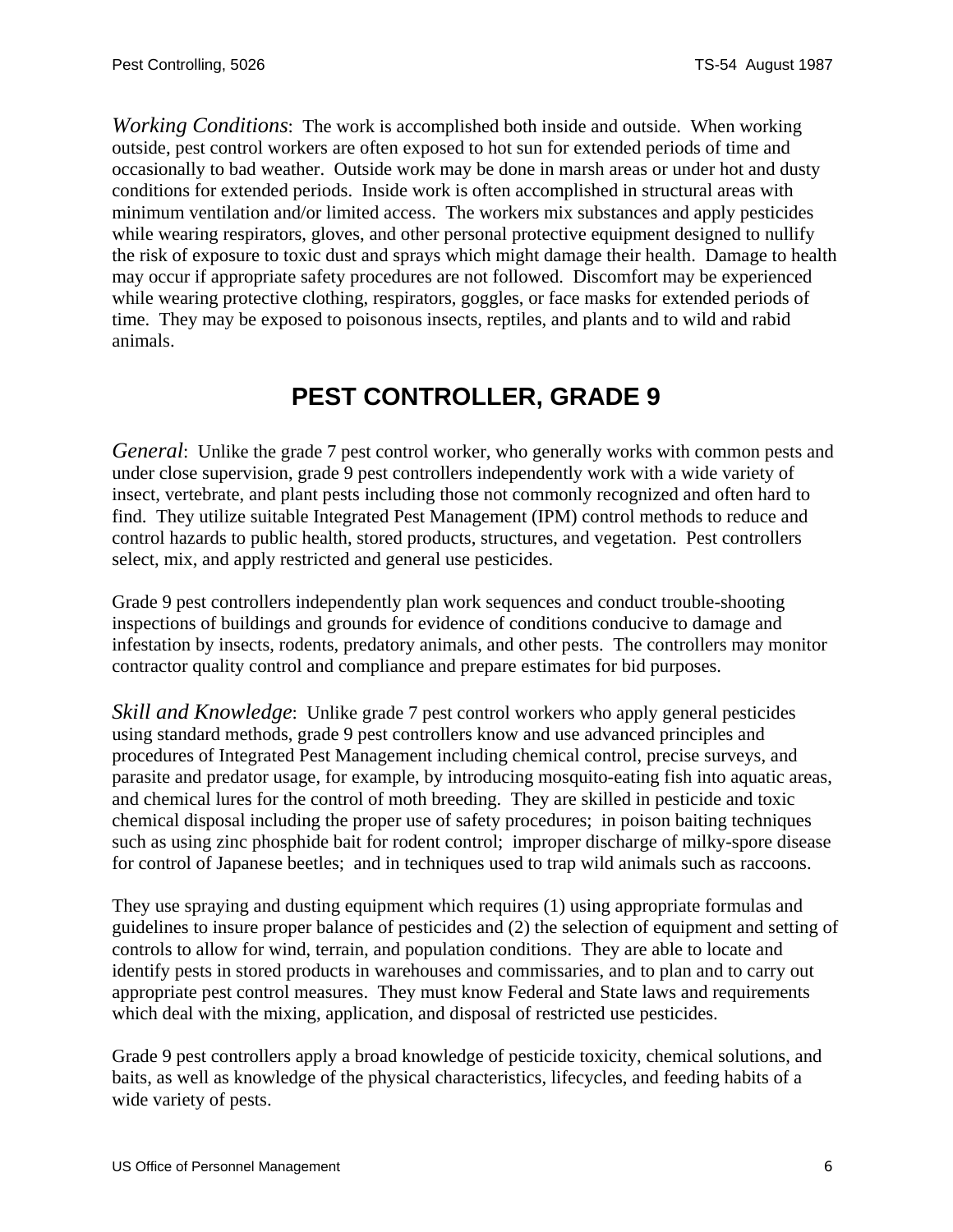*Working Conditions*: The work is accomplished both inside and outside. When working outside, pest control workers are often exposed to hot sun for extended periods of time and occasionally to bad weather. Outside work may be done in marsh areas or under hot and dusty conditions for extended periods. Inside work is often accomplished in structural areas with minimum ventilation and/or limited access. The workers mix substances and apply pesticides while wearing respirators, gloves, and other personal protective equipment designed to nullify the risk of exposure to toxic dust and sprays which might damage their health. Damage to health may occur if appropriate safety procedures are not followed. Discomfort may be experienced while wearing protective clothing, respirators, goggles, or face masks for extended periods of time. They may be exposed to poisonous insects, reptiles, and plants and to wild and rabid animals.

## PEST CONTROLLER, GRADE 9

*General*: Unlike the grade 7 pest control worker, who generally works with common pests and under close supervision, grade 9 pest controllers independently work with a wide variety of insect, vertebrate, and plant pests including those not commonly recognized and often hard to find. They utilize suitable Integrated Pest Management (IPM) control methods to reduce and control hazards to public health, stored products, structures, and vegetation. Pest controllers select, mix, and apply restricted and general use pesticides.

Grade 9 pest controllers independently plan work sequences and conduct trouble-shooting inspections of buildings and grounds for evidence of conditions conducive to damage and infestation by insects, rodents, predatory animals, and other pests. The controllers may monitor contractor quality control and compliance and prepare estimates for bid purposes.

*Skill and Knowledge*: Unlike grade 7 pest control workers who apply general pesticides using standard methods, grade 9 pest controllers know and use advanced principles and procedures of Integrated Pest Management including chemical control, precise surveys, and parasite and predator usage, for example, by introducing mosquito-eating fish into aquatic areas, and chemical lures for the control of moth breeding. They are skilled in pesticide and toxic chemical disposal including the proper use of safety procedures; in poison baiting techniques such as using zinc phosphide bait for rodent control; improper discharge of milky-spore disease for control of Japanese beetles; and in techniques used to trap wild animals such as raccoons.

They use spraying and dusting equipment which requires (1) using appropriate formulas and guidelines to insure proper balance of pesticides and (2) the selection of equipment and setting of controls to allow for wind, terrain, and population conditions. They are able to locate and identify pests in stored products in warehouses and commissaries, and to plan and to carry out appropriate pest control measures. They must know Federal and State laws and requirements which deal with the mixing, application, and disposal of restricted use pesticides.

Grade 9 pest controllers apply a broad knowledge of pesticide toxicity, chemical solutions, and baits, as well as knowledge of the physical characteristics, lifecycles, and feeding habits of a wide variety of pests.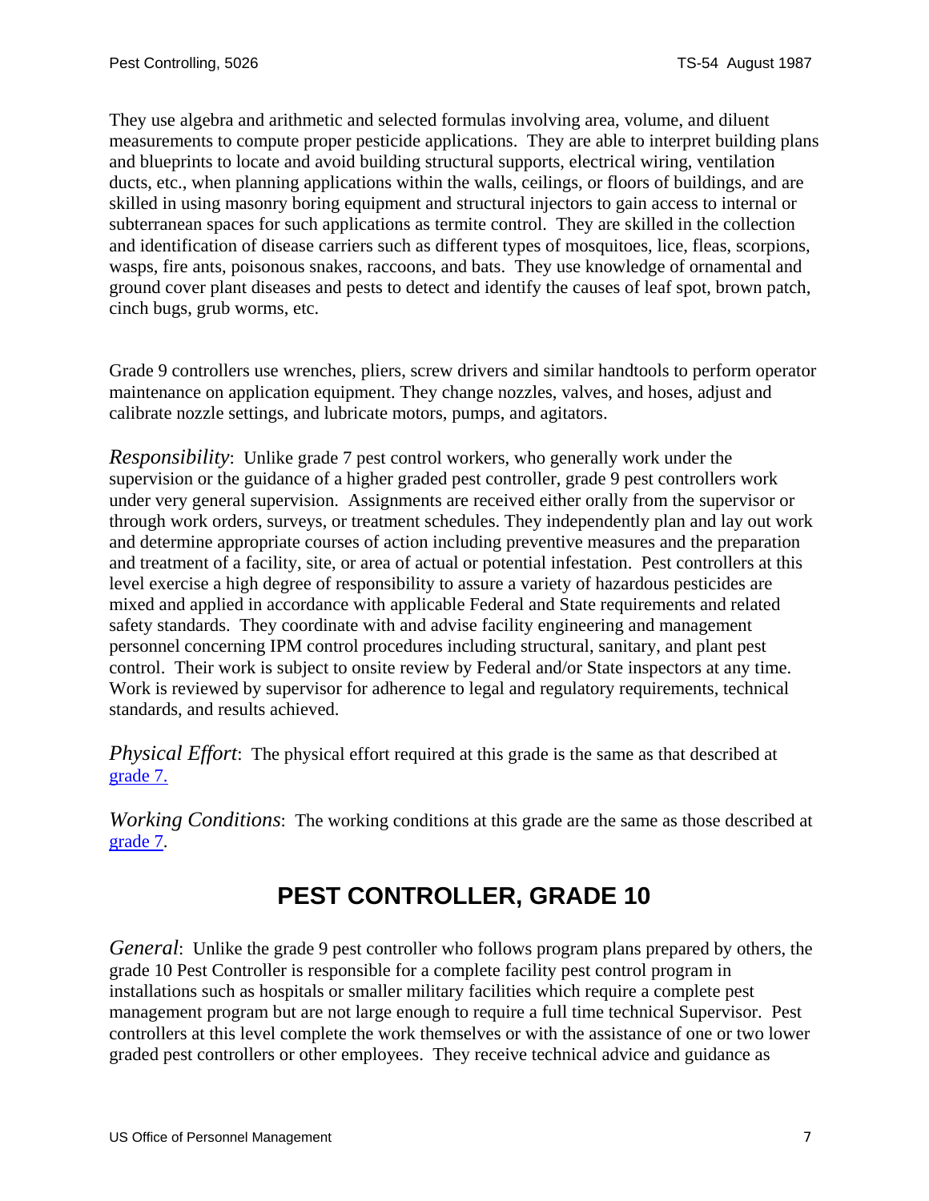They use algebra and arithmetic and selected formulas involving area, volume, and diluent measurements to compute proper pesticide applications. They are able to interpret building plans and blueprints to locate and avoid building structural supports, electrical wiring, ventilation ducts, etc., when planning applications within the walls, ceilings, or floors of buildings, and are skilled in using masonry boring equipment and structural injectors to gain access to internal or subterranean spaces for such applications as termite control. They are skilled in the collection and identification of disease carriers such as different types of mosquitoes, lice, fleas, scorpions, wasps, fire ants, poisonous snakes, raccoons, and bats. They use knowledge of ornamental and ground cover plant diseases and pests to detect and identify the causes of leaf spot, brown patch, cinch bugs, grub worms, etc.

Grade 9 controllers use wrenches, pliers, screw drivers and similar handtools to perform operator maintenance on application equipment. They change nozzles, valves, and hoses, adjust and calibrate nozzle settings, and lubricate motors, pumps, and agitators.

*Responsibility*: Unlike grade 7 pest control workers, who generally work under the supervision or the guidance of a higher graded pest controller, grade 9 pest controllers work under very general supervision. Assignments are received either orally from the supervisor or through work orders, surveys, or treatment schedules. They independently plan and lay out work and determine appropriate courses of action including preventive measures and the preparation and treatment of a facility, site, or area of actual or potential infestation. Pest controllers at this level exercise a high degree of responsibility to assure a variety of hazardous pesticides are mixed and applied in accordance with applicable Federal and State requirements and related safety standards. They coordinate with and advise facility engineering and management personnel concerning IPM control procedures including structural, sanitary, and plant pest control. Their work is subject to onsite review by Federal and/or State inspectors at any time. Work is reviewed by supervisor for adherence to legal and regulatory requirements, technical standards, and results achieved.

*Physical Effort*: The physical effort required at this grade is the same as that described at grade 7.

*Working Conditions*: The working conditions at this grade are the same as those described at grade 7.

# PEST CONTROLLER, GRADE 10

*General*: Unlike the grade 9 pest controller who follows program plans prepared by others, the grade 10 Pest Controller is responsible for a complete facility pest control program in installations such as hospitals or smaller military facilities which require a complete pest management program but are not large enough to require a full time technical Supervisor. Pest controllers at this level complete the work themselves or with the assistance of one or two lower graded pest controllers or other employees. They receive technical advice and guidance as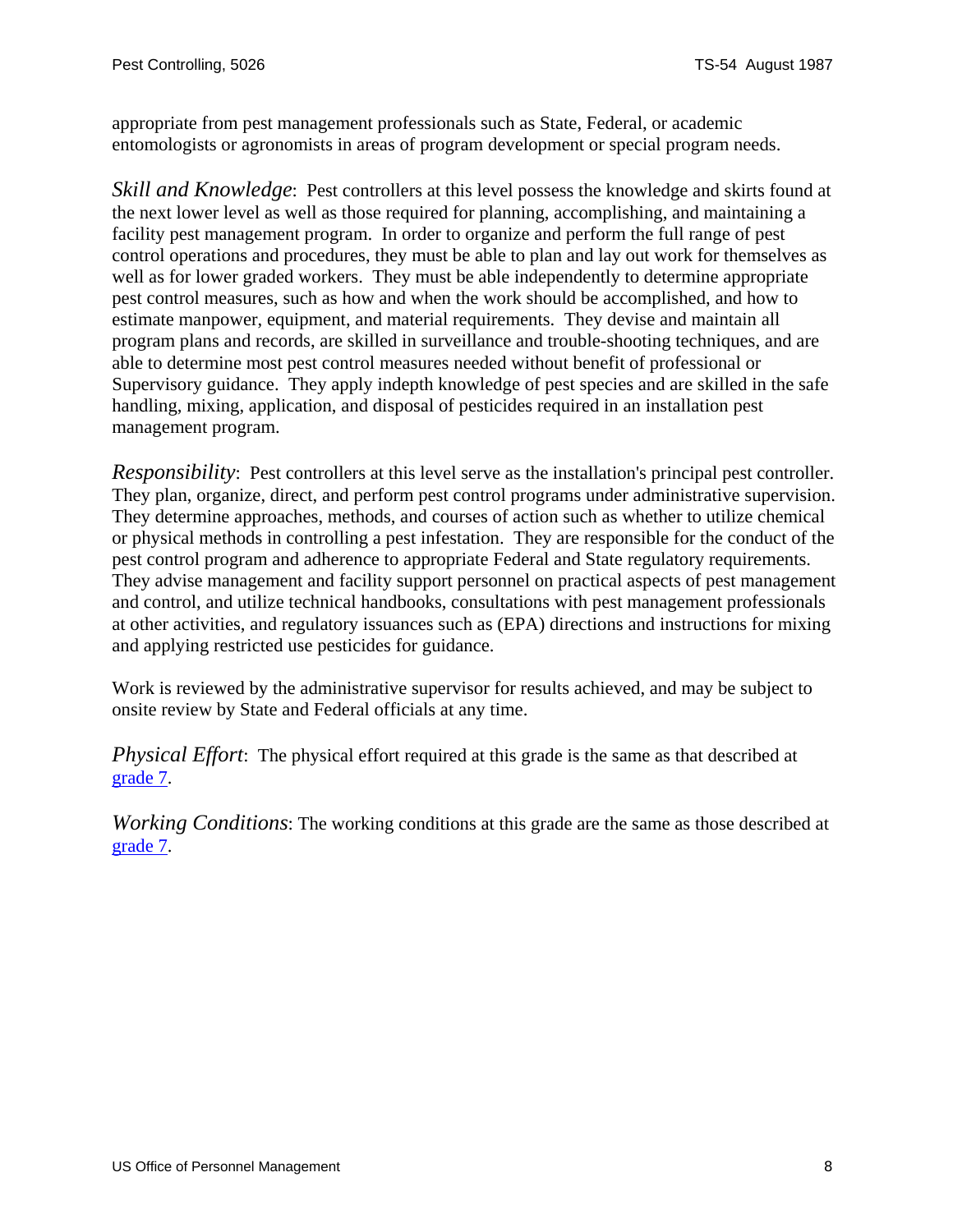appropriate from pest management professionals such as State, Federal, or academic entomologists or agronomists in areas of program development or special program needs.

*Skill and Knowledge*: Pest controllers at this level possess the knowledge and skirts found at the next lower level as well as those required for planning, accomplishing, and maintaining a facility pest management program. In order to organize and perform the full range of pest control operations and procedures, they must be able to plan and lay out work for themselves as well as for lower graded workers. They must be able independently to determine appropriate pest control measures, such as how and when the work should be accomplished, and how to estimate manpower, equipment, and material requirements. They devise and maintain all program plans and records, are skilled in surveillance and trouble-shooting techniques, and are able to determine most pest control measures needed without benefit of professional or Supervisory guidance. They apply indepth knowledge of pest species and are skilled in the safe handling, mixing, application, and disposal of pesticides required in an installation pest management program.

*Responsibility*: Pest controllers at this level serve as the installation's principal pest controller. They plan, organize, direct, and perform pest control programs under administrative supervision. They determine approaches, methods, and courses of action such as whether to utilize chemical or physical methods in controlling a pest infestation. They are responsible for the conduct of the pest control program and adherence to appropriate Federal and State regulatory requirements. They advise management and facility support personnel on practical aspects of pest management and control, and utilize technical handbooks, consultations with pest management professionals at other activities, and regulatory issuances such as (EPA) directions and instructions for mixing and applying restricted use pesticides for guidance.

Work is reviewed by the administrative supervisor for results achieved, and may be subject to onsite review by State and Federal officials at any time.

*Physical Effort*: The physical effort required at this grade is the same as that described at grade 7.

*Working Conditions*: The working conditions at this grade are the same as those described at grade 7.